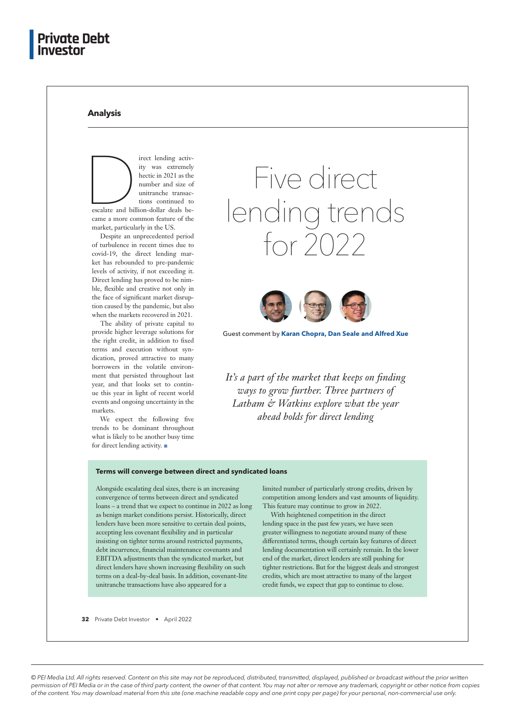**Analysis**

# Five direct lending trends for 2022

Guest comment by **Karan Chopra, Dan Seale and Alfred Xue**

*It's a part of the market that keeps on finding ways to grow further. Three partners of Latham & Watkins explore what the year ahead holds for direct lending*

Direct lending activity was extremely hectic in 2021 as the number and size of unitranche transactions continued to escalate and billion-dollar deals became a more common feature of the market, particularly in the US.

Despite an unprecedented period of turbulence in recent times due to covid-19, the direct lending market has rebounded to pre-pandemic levels of activity, if not exceeding it. Direct lending has proved to be nimble, flexible and creative not only in the face of significant market disruption caused by the pandemic, but also when the markets recovered in 2021.

The ability of private capital to provide higher leverage solutions for the right credit, in addition to fixed terms and execution without syndication, proved attractive to many borrowers in the volatile environment that persisted throughout last year, and that looks set to continue this year in light of recent world events and ongoing uncertainty in the markets.

We expect the following five trends to be dominant throughout what is likely to be another busy time for direct lending activity. ■

### Terms will converge between direct and syndicated loans

Alongside escalating deal sizes, there is an increasing convergence of terms between direct and syndicated loans – a trend that we expect to continue in 2022 as long as benign market conditions persist. Historically, direct lenders have been more sensitive to certain deal points, accepting less covenant flexibility and in particular insisting on tighter terms around restricted payments, debt incurrence, financial maintenance covenants and EBITDA adjustments than the syndicated market, but direct lenders have shown increasing flexibility on such terms on a deal-by-deal basis. In addition, covenant-lite unitranche transactions have also appeared for a limited number of particularly strong credits, driven by competition among lenders and vast amounts of liquidity. This feature may continue to grow in 2022.

With heightened competition in the direct lending space in the past few years, we have seen greater willingness to negotiate around many of these differentiated terms, though certain key features of direct lending documentation will certainly remain. In the lower end of the market, direct lenders are still pushing for tighter restrictions. But for the biggest deals and strongest credits, which are most attractive to many of the largest credit funds, we expect that gap to continue to close.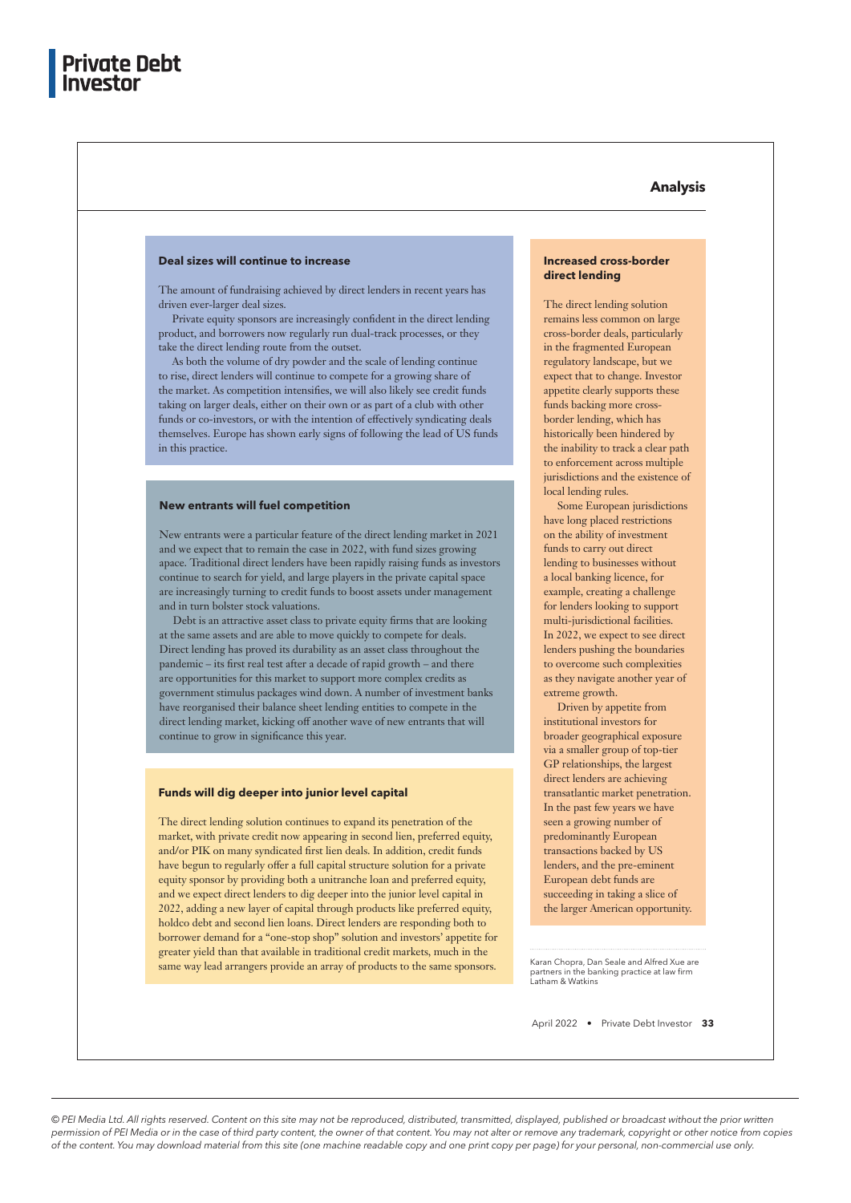## Deal sizes will continue to increase

The amount of fundraising achieved by direct lenders in recent years has driven ever-larger deal sizes.

Private equity sponsors are increasingly confident in the direct lending product, and borrowers now regularly run dual-track processes, or they take the direct lending route from the outset.

As both the volume of dry powder and the scale of lending continue to rise, direct lenders will continue to compete for a growing share of the market. As competition intensifies, we will also likely see credit funds taking on larger deals, either on their own or as part of a club with other funds or co-investors, or with the intention of effectively syndicating deals themselves. Europe has shown early signs of following the lead of US funds in this practice.

## New entrants will fuel competition

New entrants were a particular feature of the direct lending market in 2021 and we expect that to remain the case in 2022, with fund sizes growing apace. Traditional direct lenders have been rapidly raising funds as investors continue to search for yield, and large players in the private capital space are increasingly turning to credit funds to boost assets under management and in turn bolster stock valuations.

Debt is an attractive asset class to private equity firms that are looking at the same assets and are able to move quickly to compete for deals. Direct lending has proved its durability as an asset class throughout the pandemic – its first real test after a decade of rapid growth – and there are opportunities for this market to support more complex credits as government stimulus packages wind down. A number of investment banks have reorganised their balance sheet lending entities to compete in the direct lending market, kicking off another wave of new entrants that will continue to grow in significance this year.

## Funds will dig deeper into junior level capital

The direct lending solution continues to expand its penetration of the market, with private credit now appearing in second lien, preferred equity, and/or PIK on many syndicated first lien deals. In addition, credit funds have begun to regularly offer a full capital structure solution for a private equity sponsor by providing both a unitranche loan and preferred equity, and we expect direct lenders to dig deeper into the junior level capital in 2022, adding a new layer of capital through products like preferred equity, holdco debt and second lien loans. Direct lenders are responding both to borrower demand for a "one-stop shop" solution and investors' appetite for greater yield than that available in traditional credit markets, much in the same way lead arrangers provide an array of products to the same sponsors.

## Increased cross-border direct lending

The direct lending solution remains less common on large cross-border deals, particularly in the fragmented European regulatory landscape, but we expect that to change. Investor appetite clearly supports these funds backing more cross-border lending, which has historically been hindered by the inability to track a clear path to enforcement across multiple jurisdictions and the existence of local lending rules.

Some European jurisdictions have long placed restrictions on the ability of investment funds to carry out direct lending to businesses without a local banking licence, for example, creating a challenge for lenders looking to support multi-jurisdictional facilities. In 2022, we expect to see direct lenders pushing the boundaries to overcome such complexities as they navigate another year of extreme growth.

Driven by appetite from institutional investors for broader geographical exposure via a smaller group of top-tier GP relationships, the largest direct lenders are achieving transatlantic market penetration. In the past few years we have seen a growing number of predominantly European transactions backed by US lenders, and the pre-eminent European debt funds are succeeding in taking a slice of the larger American opportunity.

*Karan Chopra, Dan Seale and Alfred Xue are partners in the banking practice at law firm Latham & Watkins*